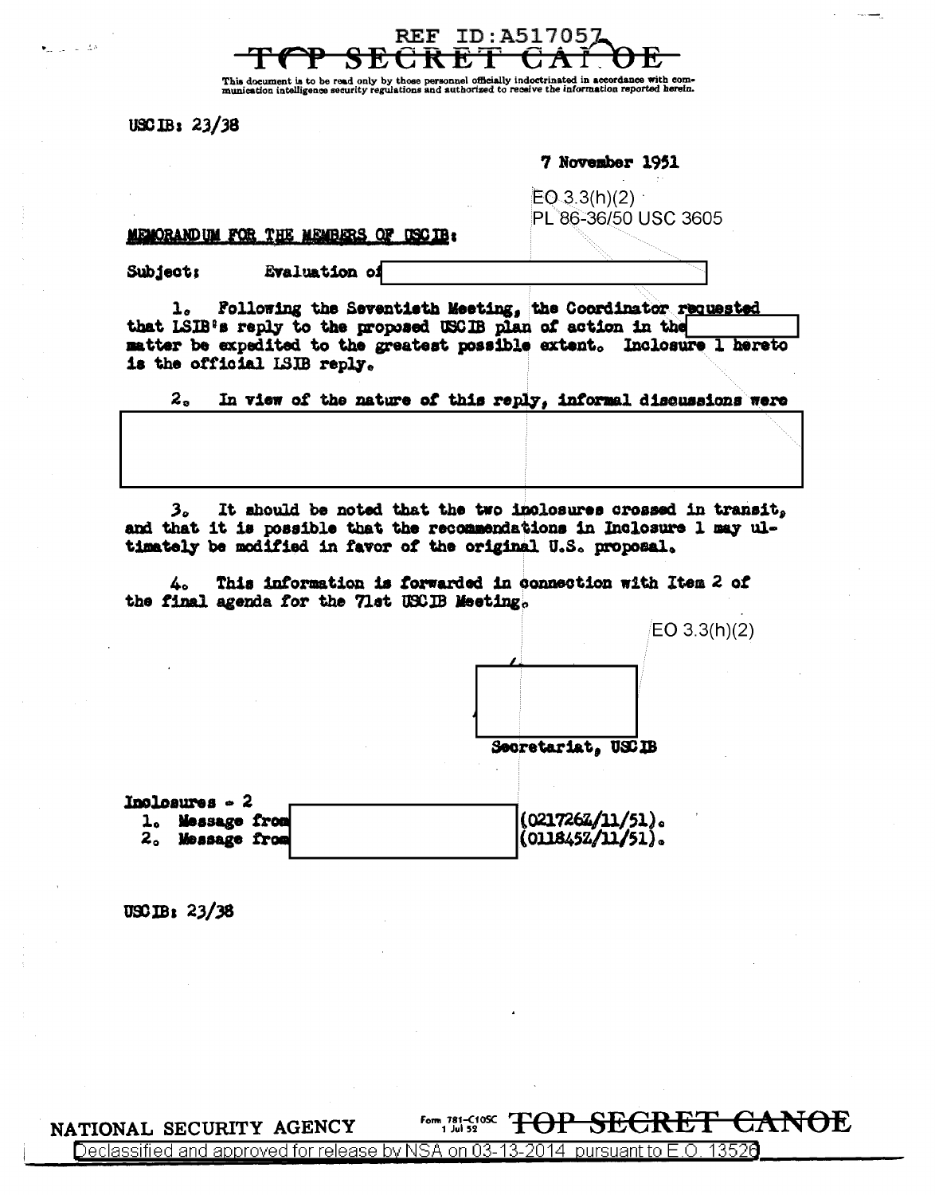REF ID:A517057

TOP SECRET CANOE

This document is to be read only by those personnel officially indoctrinated in accordance with communication intelligence security regulations and authorized to receive the information reported herein.

USCIB: 23/38

7 November 1951

EO 3.3(h)(2)
PL 86-36/50 USC 3605

MEMORANDUM FOR THE MEMBERS OF USCIB:

Subject: Evaluation of

1. Following the Seventieth Meeting, the Coordinator requested that LSIB's reply to the proposed USCIB plan of action in the matter be expedited to the greatest possible extent. Inclosure 1 hereto is the official LSIB reply.

2. In view of the nature of this reply, informal discussions were

3. It should be noted that the two inclosures crossed in transit, and that it is possible that the recommendations in Inclosure 1 may ultimately be modified in favor of the original U.S. proposal.

4. This information is forwarded in connection with Item 2 of the final agenda for the 71st USCIB Meeting.

EO 3.3(h)(2)

Secretariat, USCIB

Inclosures - 2
1. Message from (021726Z/11/51).
2. Message from (011845Z/11/51).

USCIB: 23/38

NATIONAL SECURITY AGENCY

Form 781-C10SC 1 Jul 52

TOP SECRET CANOE

Declassified and approved for release by NSA on 03-13-2014 pursuant to E.O. 13526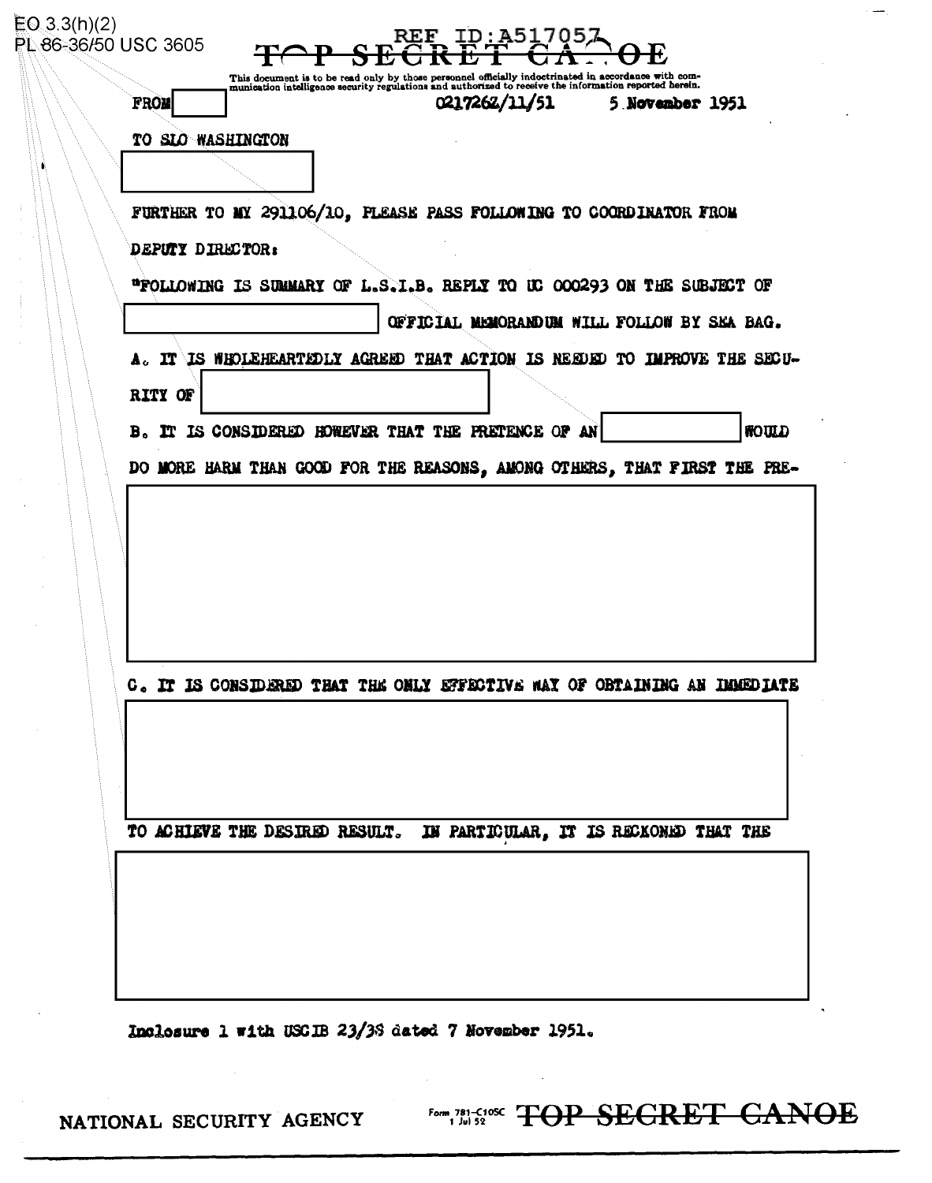EO 3.3(h)(2)
PL 86-36/50 USC 3605

REF ID:A517057

TOP SECRET CANOE

This document is to be read only by those personnel officially indoctrinated in accordance with communication intelligence security regulations and authorized to receive the information reported herein.

FROM [redacted] 021726Z/11/51 5 November 1951

TO SLO WASHINGTON

[redacted]

FURTHER TO MY 291106/10, PLEASE PASS FOLLOWING TO COORDINATOR FROM DEPUTY DIRECTOR:

"FOLLOWING IS SUMMARY OF L.S.I.B. REPLY TO UC 000293 ON THE SUBJECT OF [redacted] OFFICIAL MEMORANDUM WILL FOLLOW BY SEA BAG.

A. IT IS WHOLEHEARTEDLY AGREED THAT ACTION IS NEEDED TO IMPROVE THE SECURITY OF [redacted]

B. IT IS CONSIDERED HOWEVER THAT THE PRETENCE OF AN [redacted] WOULD DO MORE HARM THAN GOOD FOR THE REASONS, AMONG OTHERS, THAT FIRST THE PRE-

[redacted]

C. IT IS CONSIDERED THAT THE ONLY EFFECTIVE WAY OF OBTAINING AN IMMEDIATE

[redacted]

TO ACHIEVE THE DESIRED RESULT. IN PARTICULAR, IT IS RECKONED THAT THE

[redacted]

Inclosure 1 with USCIB 23/38 dated 7 November 1951.

NATIONAL SECURITY AGENCY Form 781-C10SC 1 Jul 52 TOP SECRET CANOE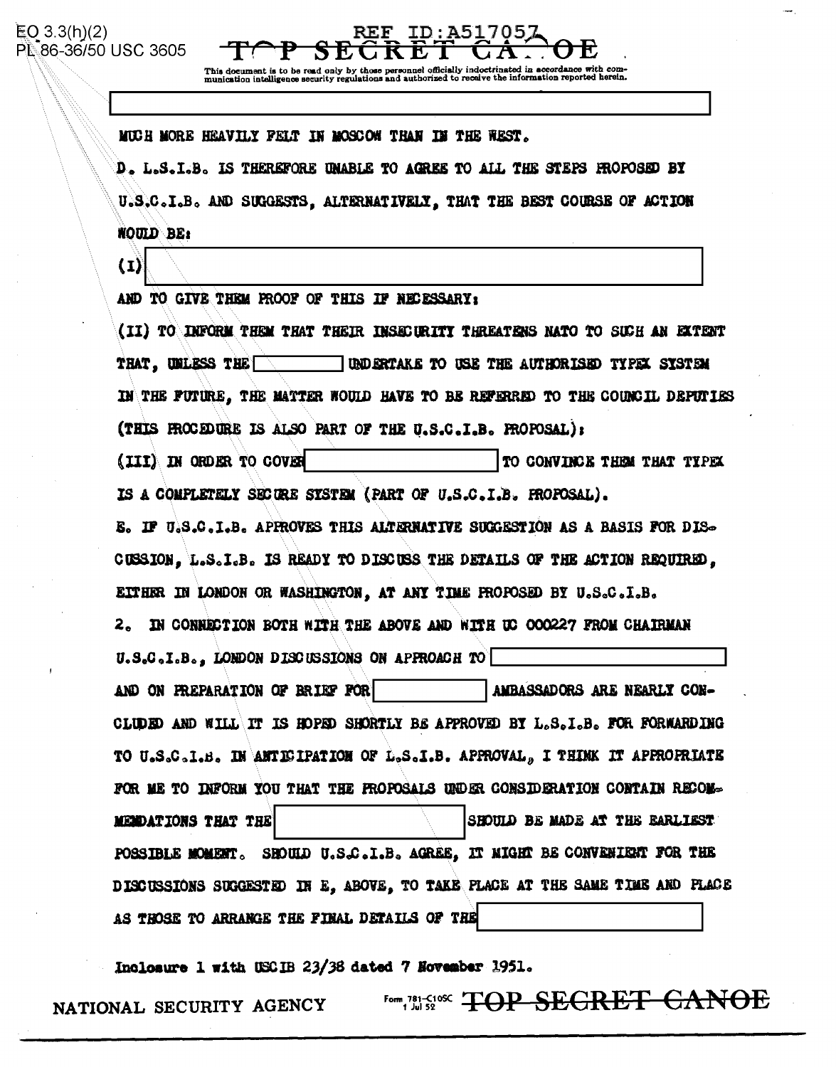EO 3.3(h)(2)
PL 86-36/50 USC 3605

REF ID:A517057

TOP SECRET CANOE

This document is to be read only by those personnel officially indoctrinated in accordance with communication intelligence security regulations and authorized to receive the information reported herein.

[REDACTED]

MUCH MORE HEAVILY FELT IN MOSCOW THAN IN THE WEST.

D. L.S.I.B. IS THEREFORE UNABLE TO AGREE TO ALL THE STEPS PROPOSED BY U.S.C.I.B. AND SUGGESTS, ALTERNATIVELY, THAT THE BEST COURSE OF ACTION WOULD BE:

(I) [REDACTED] AND TO GIVE THEM PROOF OF THIS IF NECESSARY:

(II) TO INFORM THEM THAT THEIR INSECURITY THREATENS NATO TO SUCH AN EXTENT THAT, UNLESS THE [REDACTED] UNDERTAKE TO USE THE AUTHORISED TYPEX SYSTEM IN THE FUTURE, THE MATTER WOULD HAVE TO BE REFERRED TO THE COUNCIL DEPUTIES (THIS PROCEDURE IS ALSO PART OF THE U.S.C.I.B. PROPOSAL):

(III) IN ORDER TO COVER [REDACTED] TO CONVINCE THEM THAT TYPEX IS A COMPLETELY SECURE SYSTEM (PART OF U.S.C.I.B. PROPOSAL).

E. IF U.S.C.I.B. APPROVES THIS ALTERNATIVE SUGGESTION AS A BASIS FOR DISCUSSION, L.S.I.B. IS READY TO DISCUSS THE DETAILS OF THE ACTION REQUIRED, EITHER IN LONDON OR WASHINGTON, AT ANY TIME PROPOSED BY U.S.C.I.B.

2. IN CONNECTION BOTH WITH THE ABOVE AND WITH UC 000227 FROM CHAIRMAN U.S.C.I.B., LONDON DISCUSSIONS ON APPROACH TO [REDACTED] AND ON PREPARATION OF BRIEF FOR [REDACTED] AMBASSADORS ARE NEARLY CONCLUDED AND WILL IT IS HOPED SHORTLY BE APPROVED BY L.S.I.B. FOR FORWARDING TO U.S.C.I.B. IN ANTICIPATION OF L.S.I.B. APPROVAL, I THINK IT APPROPRIATE FOR ME TO INFORM YOU THAT THE PROPOSALS UNDER CONSIDERATION CONTAIN RECOMMENDATIONS THAT THE [REDACTED] SHOULD BE MADE AT THE EARLIEST POSSIBLE MOMENT. SHOULD U.S.C.I.B. AGREE, IT MIGHT BE CONVENIENT FOR THE DISCUSSIONS SUGGESTED IN E, ABOVE, TO TAKE PLACE AT THE SAME TIME AND PLACE AS THOSE TO ARRANGE THE FINAL DETAILS OF THE [REDACTED]

Inclosure 1 with USCIB 23/38 dated 7 November 1951.

NATIONAL SECURITY AGENCY

Form 781-C10SC 1 Jul 52

TOP SECRET CANOE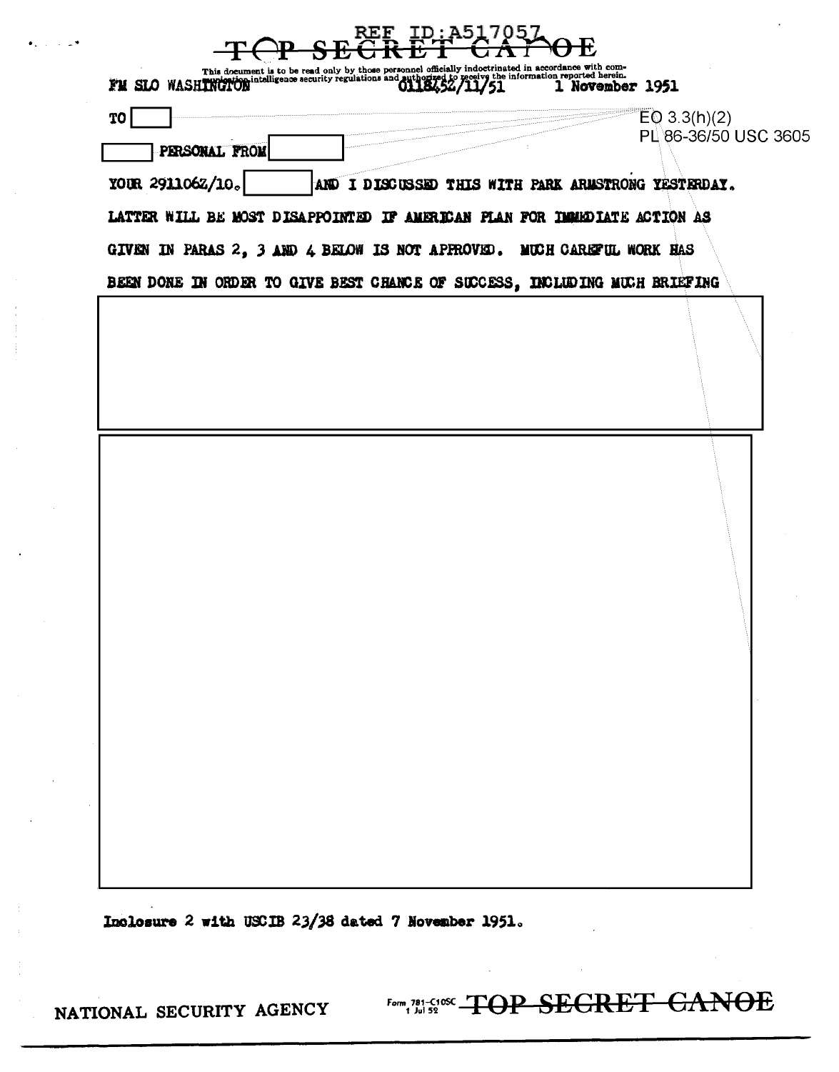REF ID:A517057

TOP SECRET CANOE

This document is to be read only by those personnel officially indoctrinated in accordance with communication intelligence security regulations and authorized to receive the information reported herein.

FM SLO WASHINGTON 011845Z/11/51 1 November 1951

TO [ ]

EO 3.3(h)(2)
PL 86-36/50 USC 3605

[ ] PERSONAL FROM [ ]

YOUR 291106Z/10. [ ] AND I DISCUSSED THIS WITH PARK ARMSTRONG YESTERDAY. LATTER WILL BE MOST DISAPPOINTED IF AMERICAN PLAN FOR IMMEDIATE ACTION AS GIVEN IN PARAS 2, 3 AND 4 BELOW IS NOT APPROVED. MUCH CAREFUL WORK HAS BEEN DONE IN ORDER TO GIVE BEST CHANCE OF SUCCESS, INCLUDING MUCH BRIEFING

[ ]

[ ]

Inclosure 2 with USCIB 23/38 dated 7 November 1951.

NATIONAL SECURITY AGENCY

TOP SECRET CANOE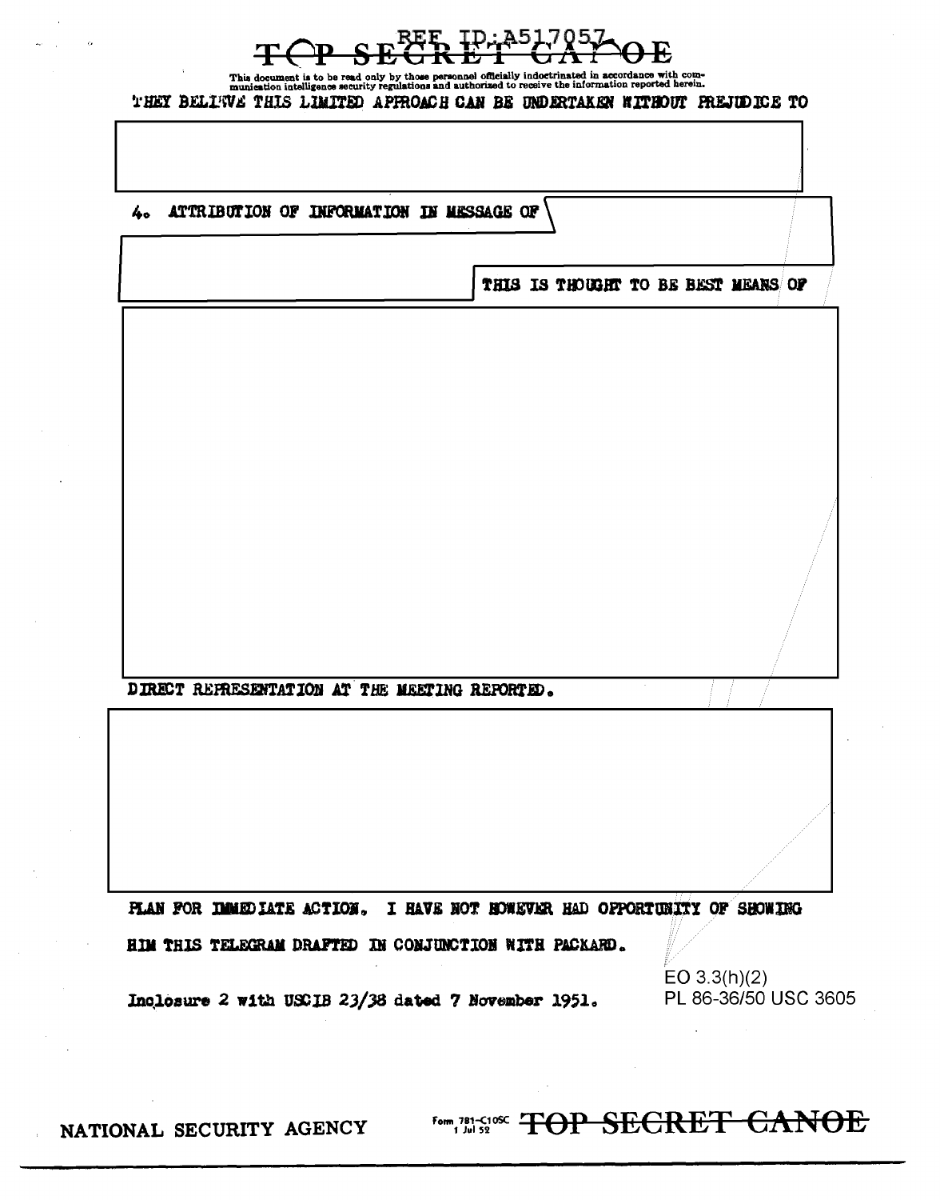This document is to be read only by those personnel officially indoctrinated in accordance with communication intelligence security regulations and authorized to receive the information reported herein.

THEY BELIEVE THIS LIMITED APPROACH CAN BE UNDERTAKEN WITHOUT PREJUDICE TO

4. ATTRIBUTION OF INFORMATION IN MESSAGE OF

THIS IS THOUGHT TO BE BEST MEANS OF

DIRECT REPRESENTATION AT THE MEETING REPORTED.

PLAN FOR IMMEDIATE ACTION. I HAVE NOT HOWEVER HAD OPPORTUNITY OF SHOWING HIM THIS TELEGRAM DRAFTED IN CONJUNCTION WITH PACKARD.

Inclosure 2 with USCIB 23/38 dated 7 November 1951.

EO 3.3(h)(2)
PL 86-36/50 USC 3605